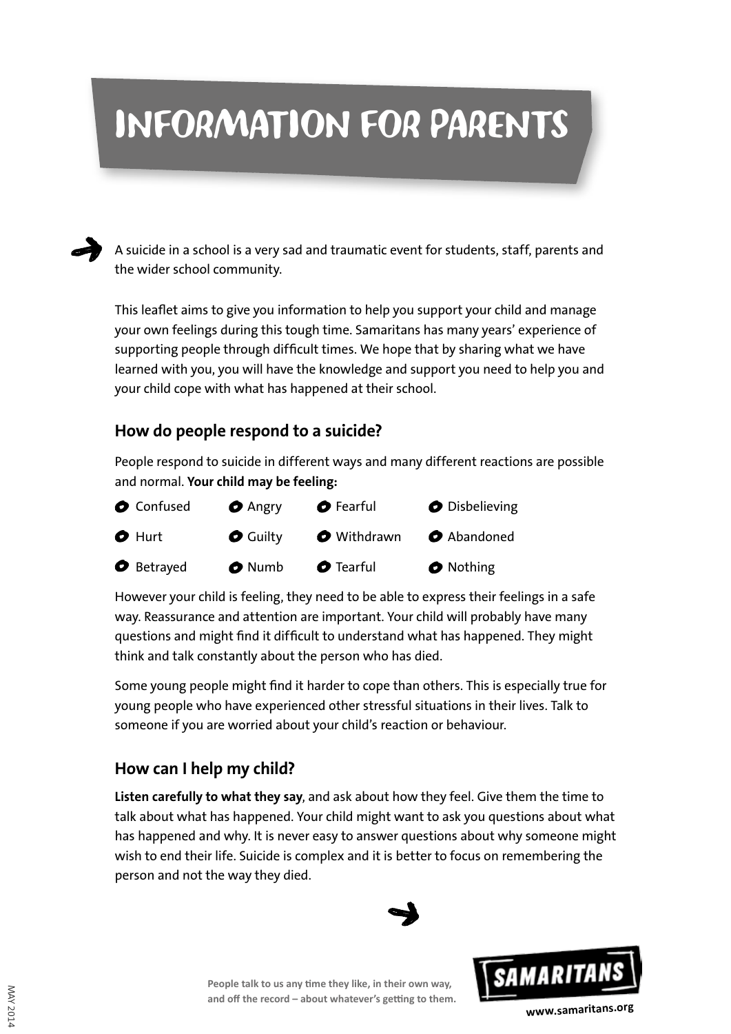# INFORMATION FOR PARENTS

A suicide in a school is a very sad and traumatic event for students, staff, parents and the wider school community.

This leaflet aims to give you information to help you support your child and manage your own feelings during this tough time. Samaritans has many years' experience of supporting people through difficult times. We hope that by sharing what we have learned with you, you will have the knowledge and support you need to help you and your child cope with what has happened at their school.

## How do people respond to a suicide?

People respond to suicide in different ways and many different reactions are possible and normal. **Your child may be feeling:**

- Confused
- Angry
- Fearful
- Disbelieving
- Hurt
- Guilty
- Withdrawn
- Abandoned
- Betrayed
- Numb
- Tearful
- Nothing

However your child is feeling, they need to be able to express their feelings in a safe way. Reassurance and attention are important. Your child will probably have many questions and might find it difficult to understand what has happened. They might think and talk constantly about the person who has died.

Some young people might find it harder to cope than others. This is especially true for young people who have experienced other stressful situations in their lives. Talk to someone if you are worried about your child's reaction or behaviour.

## How can I help my child?

**Listen carefully to what they say**, and ask about how they feel. Give them the time to talk about what has happened. Your child might want to ask you questions about what has happened and why. It is never easy to answer questions about why someone might wish to end their life. Suicide is complex and it is better to focus on remembering the person and not the way they died.

**People talk to us any time they like, in their own way, and off the record – about whatever's getting to them.**

SAMARITANS

www.samaritans.org

MAY 2014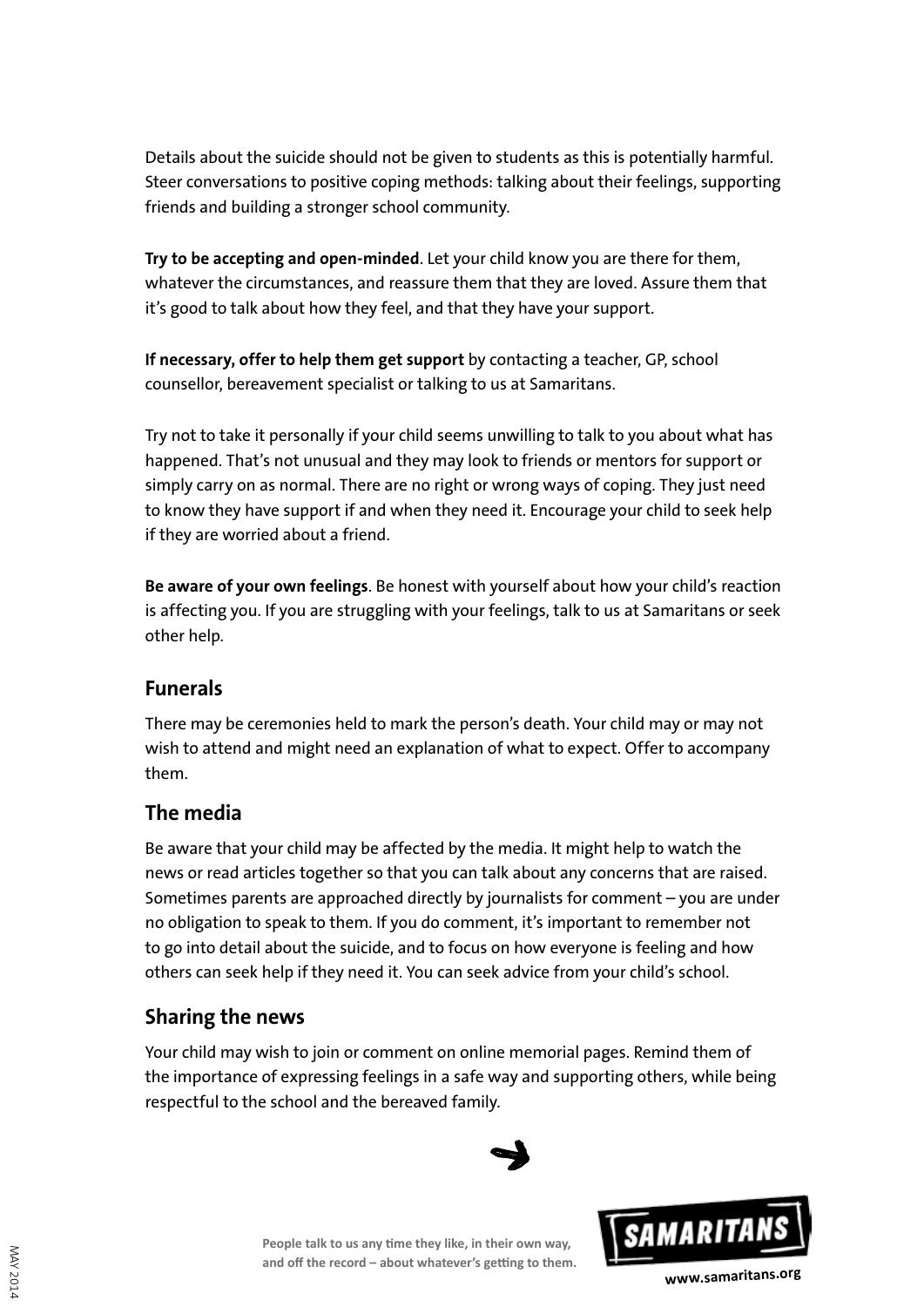Details about the suicide should not be given to students as this is potentially harmful. Steer conversations to positive coping methods: talking about their feelings, supporting friends and building a stronger school community.

**Try to be accepting and open-minded**. Let your child know you are there for them, whatever the circumstances, and reassure them that they are loved. Assure them that it's good to talk about how they feel, and that they have your support.

**If necessary, offer to help them get support** by contacting a teacher, GP, school counsellor, bereavement specialist or talking to us at Samaritans.

Try not to take it personally if your child seems unwilling to talk to you about what has happened. That's not unusual and they may look to friends or mentors for support or simply carry on as normal. There are no right or wrong ways of coping. They just need to know they have support if and when they need it. Encourage your child to seek help if they are worried about a friend.

**Be aware of your own feelings**. Be honest with yourself about how your child's reaction is affecting you. If you are struggling with your feelings, talk to us at Samaritans or seek other help.

## Funerals

There may be ceremonies held to mark the person's death. Your child may or may not wish to attend and might need an explanation of what to expect. Offer to accompany them.

## The media

Be aware that your child may be affected by the media. It might help to watch the news or read articles together so that you can talk about any concerns that are raised. Sometimes parents are approached directly by journalists for comment – you are under no obligation to speak to them. If you do comment, it's important to remember not to go into detail about the suicide, and to focus on how everyone is feeling and how others can seek help if they need it. You can seek advice from your child's school.

## Sharing the news

Your child may wish to join or comment on online memorial pages. Remind them of the importance of expressing feelings in a safe way and supporting others, while being respectful to the school and the bereaved family.

**People talk to us any time they like, in their own way, and off the record – about whatever's getting to them.**

SAMARITANS

www.samaritans.org

MAY 2014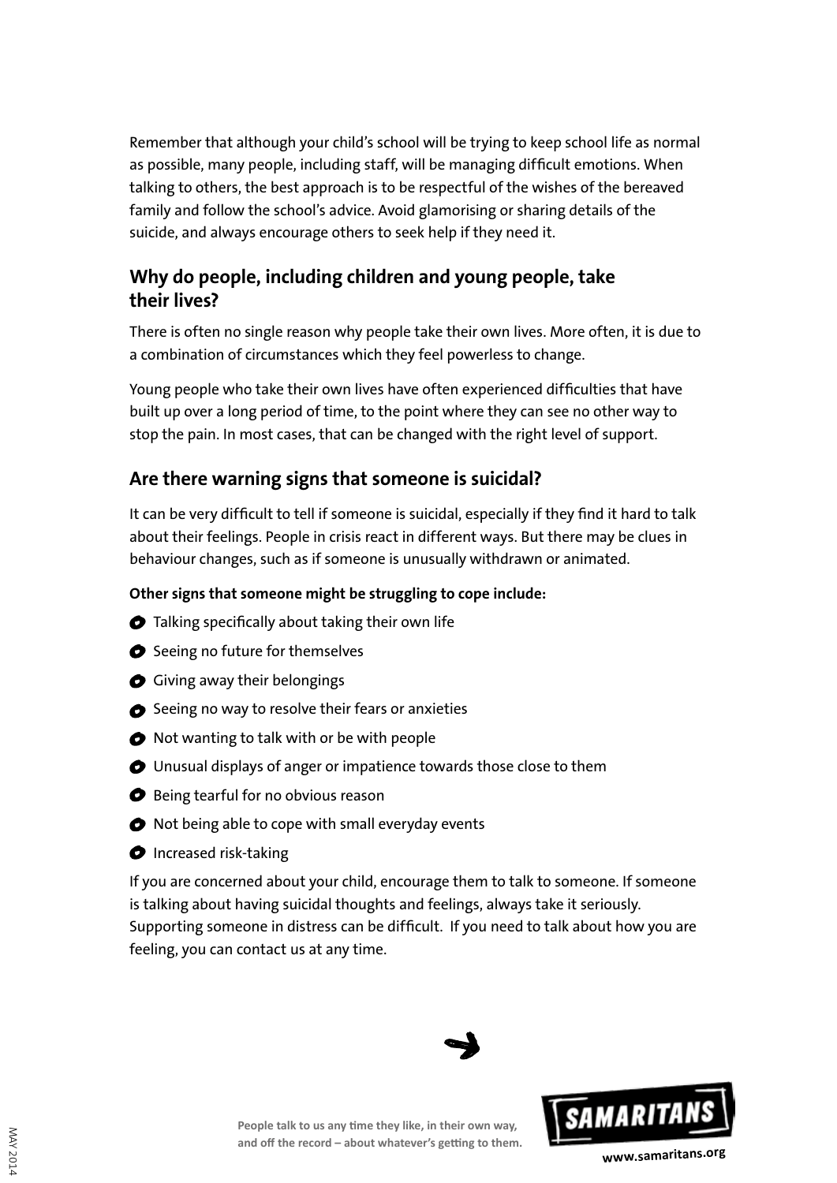Remember that although your child's school will be trying to keep school life as normal as possible, many people, including staff, will be managing difficult emotions. When talking to others, the best approach is to be respectful of the wishes of the bereaved family and follow the school's advice. Avoid glamorising or sharing details of the suicide, and always encourage others to seek help if they need it.

## Why do people, including children and young people, take their lives?

There is often no single reason why people take their own lives. More often, it is due to a combination of circumstances which they feel powerless to change.

Young people who take their own lives have often experienced difficulties that have built up over a long period of time, to the point where they can see no other way to stop the pain. In most cases, that can be changed with the right level of support.

## Are there warning signs that someone is suicidal?

It can be very difficult to tell if someone is suicidal, especially if they find it hard to talk about their feelings. People in crisis react in different ways. But there may be clues in behaviour changes, such as if someone is unusually withdrawn or animated.

**Other signs that someone might be struggling to cope include:**

- Talking specifically about taking their own life
- Seeing no future for themselves
- Giving away their belongings
- Seeing no way to resolve their fears or anxieties
- Not wanting to talk with or be with people
- Unusual displays of anger or impatience towards those close to them
- Being tearful for no obvious reason
- Not being able to cope with small everyday events
- Increased risk-taking

If you are concerned about your child, encourage them to talk to someone. If someone is talking about having suicidal thoughts and feelings, always take it seriously. Supporting someone in distress can be difficult. If you need to talk about how you are feeling, you can contact us at any time.

**People talk to us any time they like, in their own way, and off the record – about whatever's getting to them.**

SAMARITANS

www.samaritans.org

MAY 2014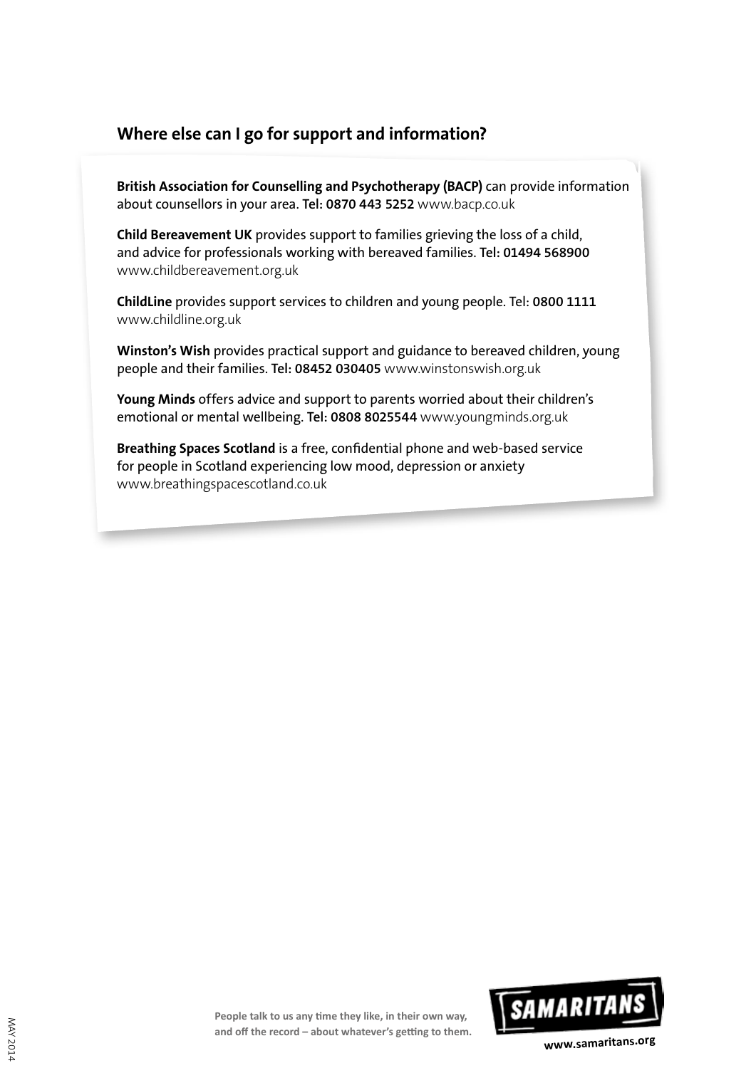## Where else can I go for support and information?

**British Association for Counselling and Psychotherapy (BACP)** can provide information about counsellors in your area. **Tel: 0870 443 5252** www.bacp.co.uk

**Child Bereavement UK** provides support to families grieving the loss of a child, and advice for professionals working with bereaved families. **Tel: 01494 568900** www.childbereavement.org.uk

**ChildLine** provides support services to children and young people. Tel: **0800 1111** www.childline.org.uk

**Winston's Wish** provides practical support and guidance to bereaved children, young people and their families. **Tel: 08452 030405** www.winstonswish.org.uk

**Young Minds** offers advice and support to parents worried about their children's emotional or mental wellbeing. **Tel: 0808 8025544** www.youngminds.org.uk

**Breathing Spaces Scotland** is a free, confidential phone and web-based service for people in Scotland experiencing low mood, depression or anxiety www.breathingspacescotland.co.uk

**People talk to us any time they like, in their own way, and off the record – about whatever's getting to them.**

SAMARITANS

**www.samaritans.org**

MAY 2014